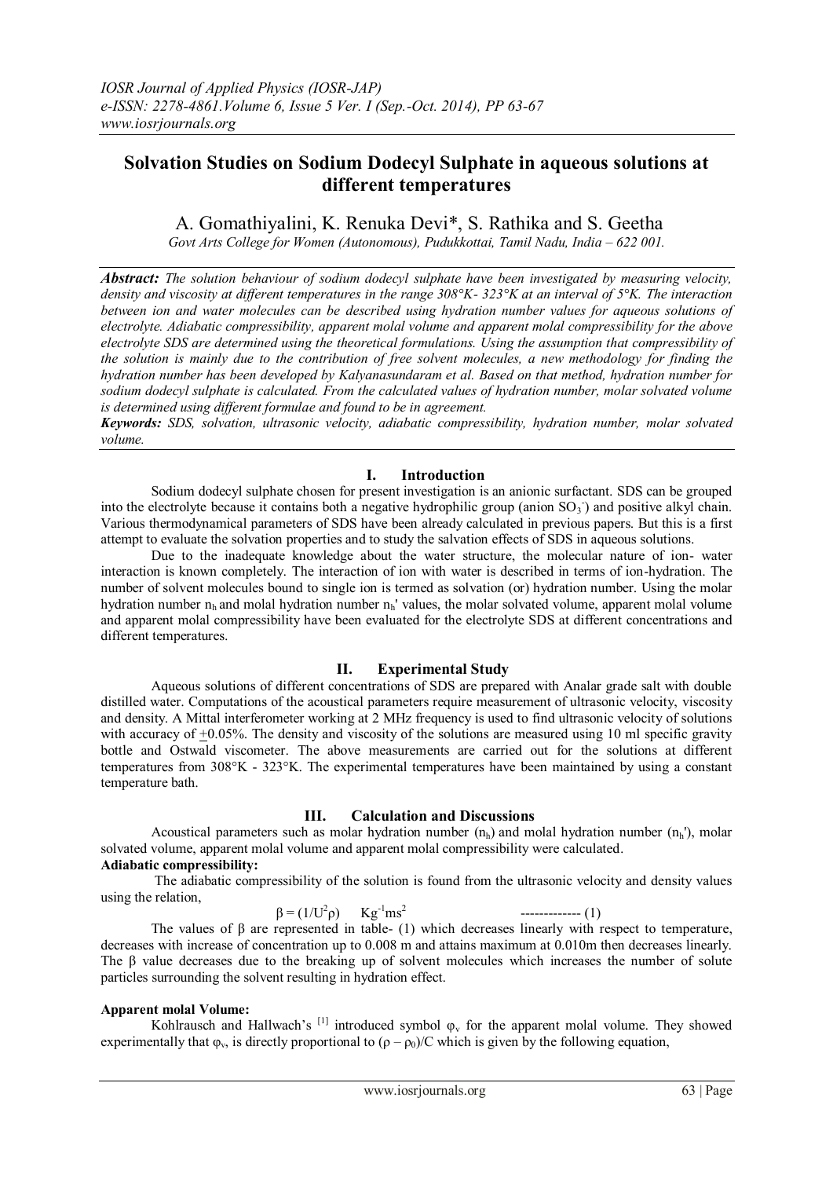# Solvation Studies on Sodium Dodecyl Sulphate in aqueous solutions at different temperatures

A. Gomathiyalini, K. Renuka Devi*, S. Rathika and S. Geetha

*Govt Arts College for Women (Autonomous), Pudukkottai, Tamil Nadu, India – 622 001.*

***Abstract:*** *The solution behaviour of sodium dodecyl sulphate have been investigated by measuring velocity, density and viscosity at different temperatures in the range 308°K- 323°K at an interval of 5°K. The interaction between ion and water molecules can be described using hydration number values for aqueous solutions of electrolyte. Adiabatic compressibility, apparent molal volume and apparent molal compressibility for the above electrolyte SDS are determined using the theoretical formulations. Using the assumption that compressibility of the solution is mainly due to the contribution of free solvent molecules, a new methodology for finding the hydration number has been developed by Kalyanasundaram et al. Based on that method, hydration number for sodium dodecyl sulphate is calculated. From the calculated values of hydration number, molar solvated volume is determined using different formulae and found to be in agreement.*

***Keywords:*** *SDS, solvation, ultrasonic velocity, adiabatic compressibility, hydration number, molar solvated volume.*

## I. Introduction

Sodium dodecyl sulphate chosen for present investigation is an anionic surfactant. SDS can be grouped into the electrolyte because it contains both a negative hydrophilic group (anion $SO_3^-$) and positive alkyl chain. Various thermodynamical parameters of SDS have been already calculated in previous papers. But this is a first attempt to evaluate the solvation properties and to study the salvation effects of SDS in aqueous solutions.

Due to the inadequate knowledge about the water structure, the molecular nature of ion- water interaction is known completely. The interaction of ion with water is described in terms of ion-hydration. The number of solvent molecules bound to single ion is termed as solvation (or) hydration number. Using the molar hydration number $n_h$ and molal hydration number $n_h'$ values, the molar solvated volume, apparent molal volume and apparent molal compressibility have been evaluated for the electrolyte SDS at different concentrations and different temperatures.

## II. Experimental Study

Aqueous solutions of different concentrations of SDS are prepared with Analar grade salt with double distilled water. Computations of the acoustical parameters require measurement of ultrasonic velocity, viscosity and density. A Mittal interferometer working at 2 MHz frequency is used to find ultrasonic velocity of solutions with accuracy of $\pm$0.05%. The density and viscosity of the solutions are measured using 10 ml specific gravity bottle and Ostwald viscometer. The above measurements are carried out for the solutions at different temperatures from 308°K - 323°K. The experimental temperatures have been maintained by using a constant temperature bath.

## III. Calculation and Discussions

Acoustical parameters such as molar hydration number ($n_h$) and molal hydration number ($n_h'$), molar solvated volume, apparent molal volume and apparent molal compressibility were calculated.

**Adiabatic compressibility:**

The adiabatic compressibility of the solution is found from the ultrasonic velocity and density values using the relation,

$$\beta = (1/U^2\rho) \quad Kg^{-1}ms^2 \qquad \text{------------- (1)}$$

The values of β are represented in table- (1) which decreases linearly with respect to temperature, decreases with increase of concentration up to 0.008 m and attains maximum at 0.010m then decreases linearly. The β value decreases due to the breaking up of solvent molecules which increases the number of solute particles surrounding the solvent resulting in hydration effect.

**Apparent molal Volume:**

Kohlrausch and Hallwach's [1] introduced symbol $\varphi_v$ for the apparent molal volume. They showed experimentally that $\varphi_v$, is directly proportional to $(\rho - \rho_0)/C$ which is given by the following equation,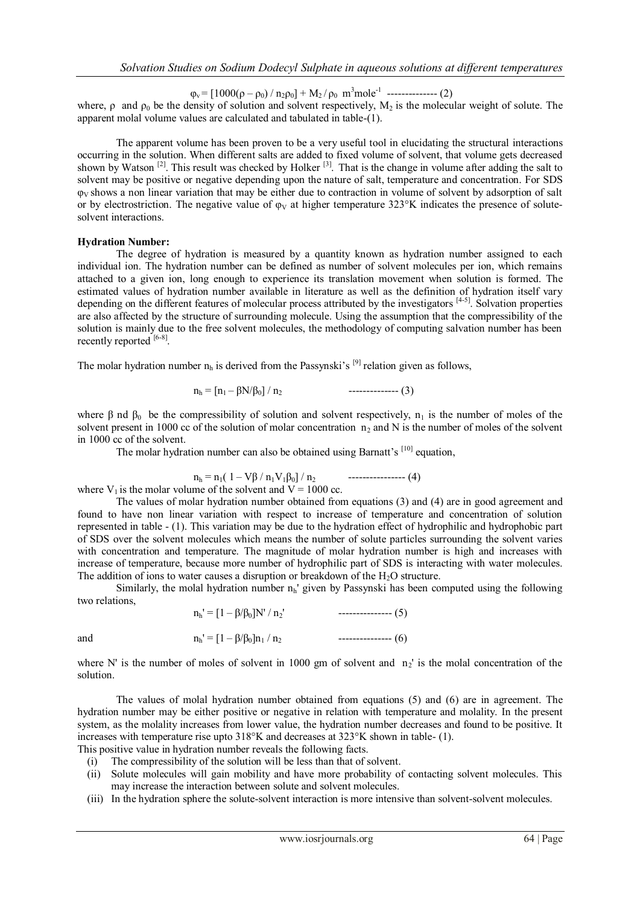$$\varphi_v = [1000(\rho - \rho_0) / n_2\rho_0] + M_2 / \rho_0 \ \text{m}^3\text{mole}^{-1} \quad \text{-------------- (2)}$$

where, $\rho$ and $\rho_0$ be the density of solution and solvent respectively, $M_2$ is the molecular weight of solute. The apparent molal volume values are calculated and tabulated in table-(1).

The apparent volume has been proven to be a very useful tool in elucidating the structural interactions occurring in the solution. When different salts are added to fixed volume of solvent, that volume gets decreased shown by Watson [2]. This result was checked by Holker [3]. That is the change in volume after adding the salt to solvent may be positive or negative depending upon the nature of salt, temperature and concentration. For SDS $\varphi_V$ shows a non linear variation that may be either due to contraction in volume of solvent by adsorption of salt or by electrostriction. The negative value of $\varphi_V$ at higher temperature 323°K indicates the presence of solute-solvent interactions.

**Hydration Number:**

The degree of hydration is measured by a quantity known as hydration number assigned to each individual ion. The hydration number can be defined as number of solvent molecules per ion, which remains attached to a given ion, long enough to experience its translation movement when solution is formed. The estimated values of hydration number available in literature as well as the definition of hydration itself vary depending on the different features of molecular process attributed by the investigators [4-5]. Solvation properties are also affected by the structure of surrounding molecule. Using the assumption that the compressibility of the solution is mainly due to the free solvent molecules, the methodology of computing salvation number has been recently reported [6-8].

The molar hydration number $n_h$ is derived from the Passynski's [9] relation given as follows,

$$n_h = [n_1 - \beta N/\beta_0] / n_2 \quad \text{-------------- (3)}$$

where $\beta$ nd $\beta_0$ be the compressibility of solution and solvent respectively, $n_1$ is the number of moles of the solvent present in 1000 cc of the solution of molar concentration $n_2$ and N is the number of moles of the solvent in 1000 cc of the solvent.

The molar hydration number can also be obtained using Barnatt's [10] equation,

$$n_h = n_1( 1 - V\beta / n_1V_1\beta_0] / n_2 \quad \text{---------------- (4)}$$

where $V_1$ is the molar volume of the solvent and V = 1000 cc.

The values of molar hydration number obtained from equations (3) and (4) are in good agreement and found to have non linear variation with respect to increase of temperature and concentration of solution represented in table - (1). This variation may be due to the hydration effect of hydrophilic and hydrophobic part of SDS over the solvent molecules which means the number of solute particles surrounding the solvent varies with concentration and temperature. The magnitude of molar hydration number is high and increases with increase of temperature, because more number of hydrophilic part of SDS is interacting with water molecules. The addition of ions to water causes a disruption or breakdown of the $H_2O$ structure.

Similarly, the molal hydration number $n_h'$ given by Passynski has been computed using the following two relations,

$$n_h' = [1 - \beta/\beta_0]N' / n_2' \quad \text{--------------- (5)}$$

and

$$n_h' = [1 - \beta/\beta_0]n_1 / n_2 \quad \text{--------------- (6)}$$

where N' is the number of moles of solvent in 1000 gm of solvent and $n_2'$ is the molal concentration of the solution.

The values of molal hydration number obtained from equations (5) and (6) are in agreement. The hydration number may be either positive or negative in relation with temperature and molality. In the present system, as the molality increases from lower value, the hydration number decreases and found to be positive. It increases with temperature rise upto 318°K and decreases at 323°K shown in table- (1).

This positive value in hydration number reveals the following facts.

(i) The compressibility of the solution will be less than that of solvent.
(ii) Solute molecules will gain mobility and have more probability of contacting solvent molecules. This may increase the interaction between solute and solvent molecules.
(iii) In the hydration sphere the solute-solvent interaction is more intensive than solvent-solvent molecules.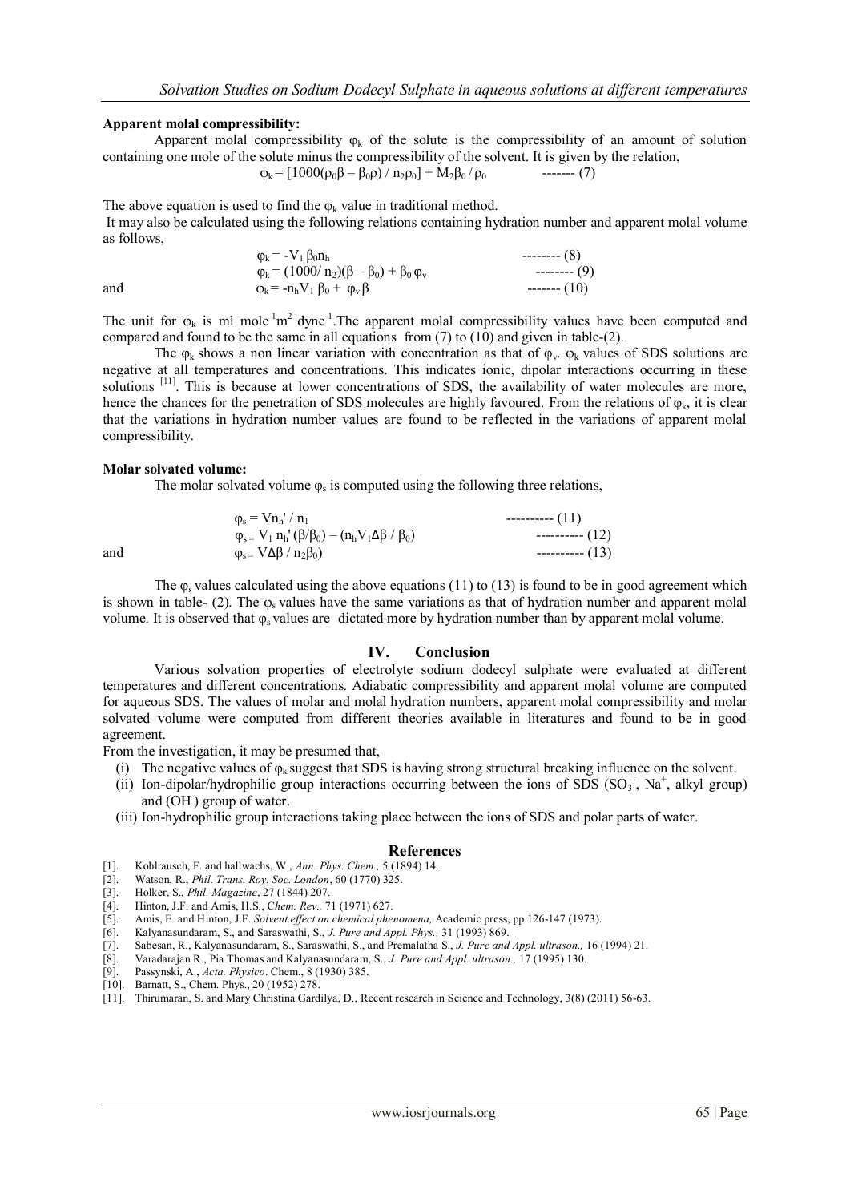**Apparent molal compressibility:**

Apparent molal compressibility $\varphi_k$ of the solute is the compressibility of an amount of solution containing one mole of the solute minus the compressibility of the solvent. It is given by the relation,

$$\varphi_k = [1000(\rho_0\beta - \beta_0\rho) / n_2\rho_0] + M_2\beta_0 / \rho_0 \quad \text{------- (7)}$$

The above equation is used to find the $\varphi_k$ value in traditional method.

It may also be calculated using the following relations containing hydration number and apparent molal volume as follows,

$$\varphi_k = -V_1\, \beta_0 n_h \quad \text{-------- (8)}$$

$$\varphi_k = (1000/ n_2)(\beta - \beta_0) + \beta_0\, \varphi_v \quad \text{-------- (9)}$$

and

$$\varphi_k = -n_h V_1\, \beta_0 + \varphi_v \beta \quad \text{------- (10)}$$

The unit for $\varphi_k$ is ml $mole^{-1}m^2$ $dyne^{-1}$. The apparent molal compressibility values have been computed and compared and found to be the same in all equations from (7) to (10) and given in table-(2).

The $\varphi_k$ shows a non linear variation with concentration as that of $\varphi_v$. $\varphi_k$ values of SDS solutions are negative at all temperatures and concentrations. This indicates ionic, dipolar interactions occurring in these solutions [11]. This is because at lower concentrations of SDS, the availability of water molecules are more, hence the chances for the penetration of SDS molecules are highly favoured. From the relations of $\varphi_k$, it is clear that the variations in hydration number values are found to be reflected in the variations of apparent molal compressibility.

**Molar solvated volume:**

The molar solvated volume $\varphi_s$ is computed using the following three relations,

$$\varphi_s = V n_h' / n_1 \quad \text{---------- (11)}$$

$$\varphi_s = V_1\, n_h' (\beta/\beta_0) - (n_h V_1 \Delta\beta / \beta_0) \quad \text{---------- (12)}$$

and

$$\varphi_s = V\Delta\beta / n_2\beta_0) \quad \text{---------- (13)}$$

The $\varphi_s$ values calculated using the above equations (11) to (13) is found to be in good agreement which is shown in table- (2). The $\varphi_s$ values have the same variations as that of hydration number and apparent molal volume. It is observed that $\varphi_s$ values are dictated more by hydration number than by apparent molal volume.

## IV. Conclusion

Various solvation properties of electrolyte sodium dodecyl sulphate were evaluated at different temperatures and different concentrations. Adiabatic compressibility and apparent molal volume are computed for aqueous SDS. The values of molar and molal hydration numbers, apparent molal compressibility and molar solvated volume were computed from different theories available in literatures and found to be in good agreement.

From the investigation, it may be presumed that,

(i) The negative values of $\varphi_k$ suggest that SDS is having strong structural breaking influence on the solvent.
(ii) Ion-dipolar/hydrophilic group interactions occurring between the ions of SDS ($SO_3^-$, $Na^+$, alkyl group) and ($OH^-$) group of water.
(iii) Ion-hydrophilic group interactions taking place between the ions of SDS and polar parts of water.

## References

[1]. Kohlrausch, F. and hallwachs, W., *Ann. Phys. Chem.,* 5 (1894) 14.
[2]. Watson, R., *Phil. Trans. Roy. Soc. London*, 60 (1770) 325.
[3]. Holker, S., *Phil. Magazine*, 27 (1844) 207.
[4]. Hinton, J.F. and Amis, H.S., *Chem. Rev.,* 71 (1971) 627.
[5]. Amis, E. and Hinton, J.F. *Solvent effect on chemical phenomena,* Academic press, pp.126-147 (1973).
[6]. Kalyanasundaram, S., and Saraswathi, S., *J. Pure and Appl. Phys.,* 31 (1993) 869.
[7]. Sabesan, R., Kalyanasundaram, S., Saraswathi, S., and Premalatha S., *J. Pure and Appl. ultrason.,* 16 (1994) 21.
[8]. Varadarajan R., Pia Thomas and Kalyanasundaram, S., *J. Pure and Appl. ultrason.,* 17 (1995) 130.
[9]. Passynski, A., *Acta. Physico*. Chem., 8 (1930) 385.
[10]. Barnatt, S., Chem. Phys., 20 (1952) 278.
[11]. Thirumaran, S. and Mary Christina Gardilya, D., Recent research in Science and Technology, 3(8) (2011) 56-63.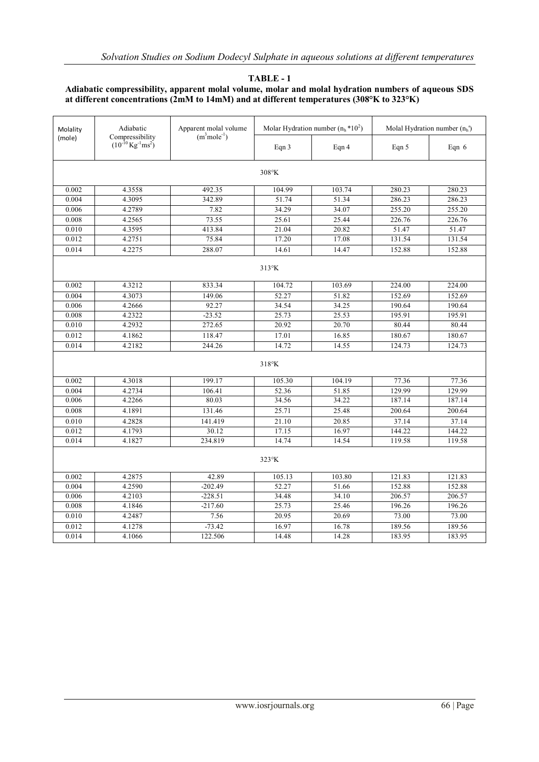**TABLE - 1**

**Adiabatic compressibility, apparent molal volume, molar and molal hydration numbers of aqueous SDS at different concentrations (2mM to 14mM) and at different temperatures (308°K to 323°K)**

| Molality (mole) | Adiabatic Compressibility ($10^{-10}$ $Kg^{-1}ms^2$) | Apparent molal volume ($m^3mole^{-1}$) | Molar Hydration number ($n_h$*$10^2$) | | Molal Hydration number ($n_h'$) | |
|---|---|---|---|---|---|---|
| | | | Eqn 3 | Eqn 4 | Eqn 5 | Eqn 6 |
| 308°K | | | | | | |
| 0.002 | 4.3558 | 492.35 | 104.99 | 103.74 | 280.23 | 280.23 |
| 0.004 | 4.3095 | 342.89 | 51.74 | 51.34 | 286.23 | 286.23 |
| 0.006 | 4.2789 | 7.82 | 34.29 | 34.07 | 255.20 | 255.20 |
| 0.008 | 4.2565 | 73.55 | 25.61 | 25.44 | 226.76 | 226.76 |
| 0.010 | 4.3595 | 413.84 | 21.04 | 20.82 | 51.47 | 51.47 |
| 0.012 | 4.2751 | 75.84 | 17.20 | 17.08 | 131.54 | 131.54 |
| 0.014 | 4.2275 | 288.07 | 14.61 | 14.47 | 152.88 | 152.88 |
| 313°K | | | | | | |
| 0.002 | 4.3212 | 833.34 | 104.72 | 103.69 | 224.00 | 224.00 |
| 0.004 | 4.3073 | 149.06 | 52.27 | 51.82 | 152.69 | 152.69 |
| 0.006 | 4.2666 | 92.27 | 34.54 | 34.25 | 190.64 | 190.64 |
| 0.008 | 4.2322 | -23.52 | 25.73 | 25.53 | 195.91 | 195.91 |
| 0.010 | 4.2932 | 272.65 | 20.92 | 20.70 | 80.44 | 80.44 |
| 0.012 | 4.1862 | 118.47 | 17.01 | 16.85 | 180.67 | 180.67 |
| 0.014 | 4.2182 | 244.26 | 14.72 | 14.55 | 124.73 | 124.73 |
| 318°K | | | | | | |
| 0.002 | 4.3018 | 199.17 | 105.30 | 104.19 | 77.36 | 77.36 |
| 0.004 | 4.2734 | 106.41 | 52.36 | 51.85 | 129.99 | 129.99 |
| 0.006 | 4.2266 | 80.03 | 34.56 | 34.22 | 187.14 | 187.14 |
| 0.008 | 4.1891 | 131.46 | 25.71 | 25.48 | 200.64 | 200.64 |
| 0.010 | 4.2828 | 141.419 | 21.10 | 20.85 | 37.14 | 37.14 |
| 0.012 | 4.1793 | 30.12 | 17.15 | 16.97 | 144.22 | 144.22 |
| 0.014 | 4.1827 | 234.819 | 14.74 | 14.54 | 119.58 | 119.58 |
| 323°K | | | | | | |
| 0.002 | 4.2875 | 42.89 | 105.13 | 103.80 | 121.83 | 121.83 |
| 0.004 | 4.2590 | -202.49 | 52.27 | 51.66 | 152.88 | 152.88 |
| 0.006 | 4.2103 | -228.51 | 34.48 | 34.10 | 206.57 | 206.57 |
| 0.008 | 4.1846 | -217.60 | 25.73 | 25.46 | 196.26 | 196.26 |
| 0.010 | 4.2487 | 7.56 | 20.95 | 20.69 | 73.00 | 73.00 |
| 0.012 | 4.1278 | -73.42 | 16.97 | 16.78 | 189.56 | 189.56 |
| 0.014 | 4.1066 | 122.506 | 14.48 | 14.28 | 183.95 | 183.95 |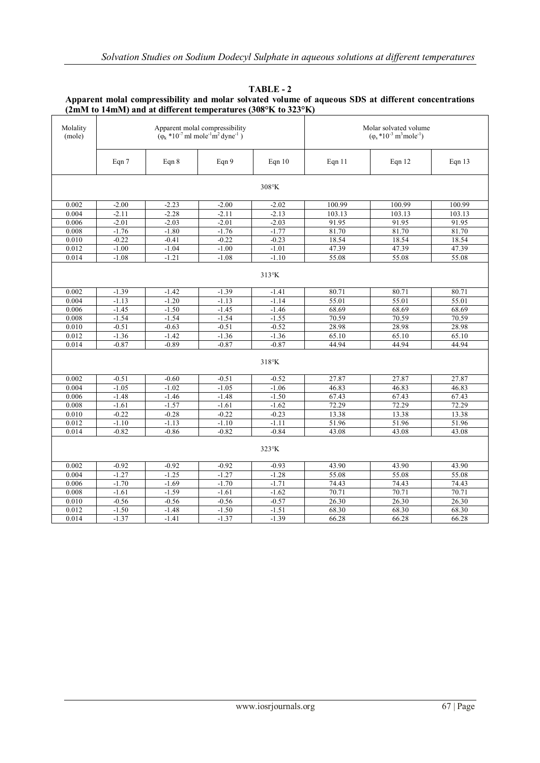**TABLE - 2**

**Apparent molal compressibility and molar solvated volume of aqueous SDS at different concentrations (2mM to 14mM) and at different temperatures (308°K to 323°K)**

| Molality (mole) | Apparent molal compressibility ($\varphi_k$ *$10^{-7}$ ml mole$^{-1}$m$^2$ dyne$^{-1}$ ) | | | | Molar solvated volume ($\varphi_s$ *$10^{-3}$ m$^3$mole$^{-1}$) | | |
|---|---|---|---|---|---|---|---|
| | Eqn 7 | Eqn 8 | Eqn 9 | Eqn 10 | Eqn 11 | Eqn 12 | Eqn 13 |
| | | | | 308°K | | | |
| 0.002 | -2.00 | -2.23 | -2.00 | -2.02 | 100.99 | 100.99 | 100.99 |
| 0.004 | -2.11 | -2.28 | -2.11 | -2.13 | 103.13 | 103.13 | 103.13 |
| 0.006 | -2.01 | -2.03 | -2.01 | -2.03 | 91.95 | 91.95 | 91.95 |
| 0.008 | -1.76 | -1.80 | -1.76 | -1.77 | 81.70 | 81.70 | 81.70 |
| 0.010 | -0.22 | -0.41 | -0.22 | -0.23 | 18.54 | 18.54 | 18.54 |
| 0.012 | -1.00 | -1.04 | -1.00 | -1.01 | 47.39 | 47.39 | 47.39 |
| 0.014 | -1.08 | -1.21 | -1.08 | -1.10 | 55.08 | 55.08 | 55.08 |
| | | | | 313°K | | | |
| 0.002 | -1.39 | -1.42 | -1.39 | -1.41 | 80.71 | 80.71 | 80.71 |
| 0.004 | -1.13 | -1.20 | -1.13 | -1.14 | 55.01 | 55.01 | 55.01 |
| 0.006 | -1.45 | -1.50 | -1.45 | -1.46 | 68.69 | 68.69 | 68.69 |
| 0.008 | -1.54 | -1.54 | -1.54 | -1.55 | 70.59 | 70.59 | 70.59 |
| 0.010 | -0.51 | -0.63 | -0.51 | -0.52 | 28.98 | 28.98 | 28.98 |
| 0.012 | -1.36 | -1.42 | -1.36 | -1.36 | 65.10 | 65.10 | 65.10 |
| 0.014 | -0.87 | -0.89 | -0.87 | -0.87 | 44.94 | 44.94 | 44.94 |
| | | | | 318°K | | | |
| 0.002 | -0.51 | -0.60 | -0.51 | -0.52 | 27.87 | 27.87 | 27.87 |
| 0.004 | -1.05 | -1.02 | -1.05 | -1.06 | 46.83 | 46.83 | 46.83 |
| 0.006 | -1.48 | -1.46 | -1.48 | -1.50 | 67.43 | 67.43 | 67.43 |
| 0.008 | -1.61 | -1.57 | -1.61 | -1.62 | 72.29 | 72.29 | 72.29 |
| 0.010 | -0.22 | -0.28 | -0.22 | -0.23 | 13.38 | 13.38 | 13.38 |
| 0.012 | -1.10 | -1.13 | -1.10 | -1.11 | 51.96 | 51.96 | 51.96 |
| 0.014 | -0.82 | -0.86 | -0.82 | -0.84 | 43.08 | 43.08 | 43.08 |
| | | | | 323°K | | | |
| 0.002 | -0.92 | -0.92 | -0.92 | -0.93 | 43.90 | 43.90 | 43.90 |
| 0.004 | -1.27 | -1.25 | -1.27 | -1.28 | 55.08 | 55.08 | 55.08 |
| 0.006 | -1.70 | -1.69 | -1.70 | -1.71 | 74.43 | 74.43 | 74.43 |
| 0.008 | -1.61 | -1.59 | -1.61 | -1.62 | 70.71 | 70.71 | 70.71 |
| 0.010 | -0.56 | -0.56 | -0.56 | -0.57 | 26.30 | 26.30 | 26.30 |
| 0.012 | -1.50 | -1.48 | -1.50 | -1.51 | 68.30 | 68.30 | 68.30 |
| 0.014 | -1.37 | -1.41 | -1.37 | -1.39 | 66.28 | 66.28 | 66.28 |